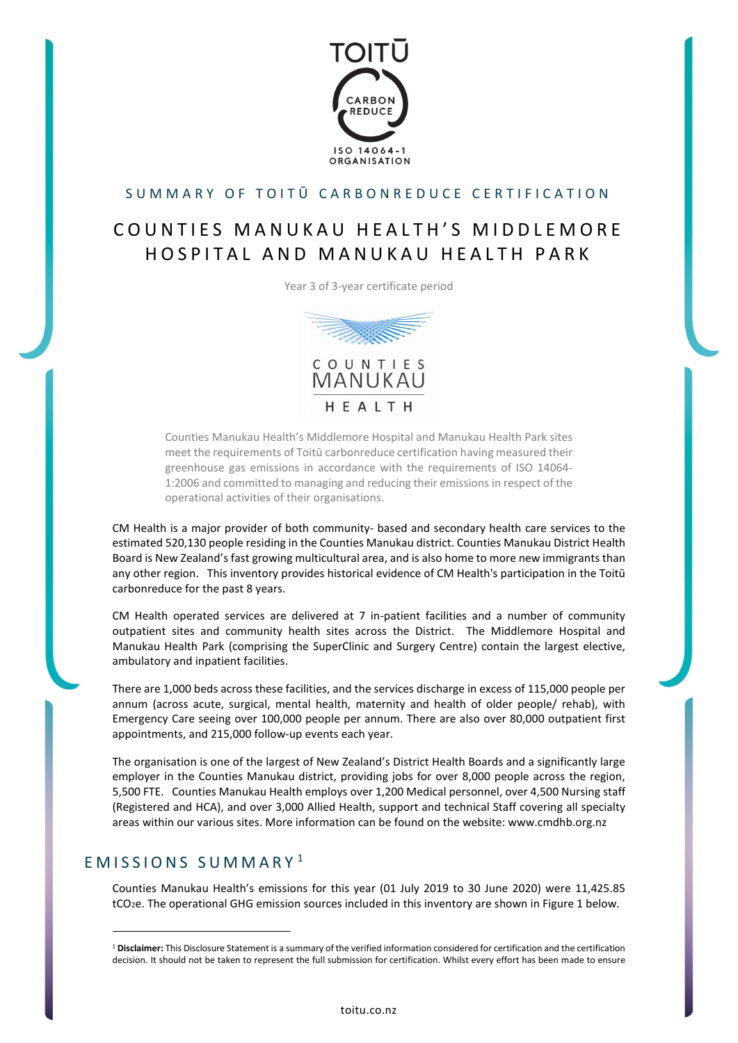TOITŪ CARBON REDUCE ISO 14064-1 ORGANISATION

## SUMMARY OF TOITŪ CARBONREDUCE CERTIFICATION

# COUNTIES MANUKAU HEALTH'S MIDDLEMORE HOSPITAL AND MANUKAU HEALTH PARK

Year 3 of 3-year certificate period

COUNTIES MANUKAU HEALTH

Counties Manukau Health's Middlemore Hospital and Manukau Health Park sites meet the requirements of Toitū carbonreduce certification having measured their greenhouse gas emissions in accordance with the requirements of ISO 14064-1:2006 and committed to managing and reducing their emissions in respect of the operational activities of their organisations.

CM Health is a major provider of both community- based and secondary health care services to the estimated 520,130 people residing in the Counties Manukau district. Counties Manukau District Health Board is New Zealand's fast growing multicultural area, and is also home to more new immigrants than any other region. This inventory provides historical evidence of CM Health's participation in the Toitū carbonreduce for the past 8 years.

CM Health operated services are delivered at 7 in-patient facilities and a number of community outpatient sites and community health sites across the District. The Middlemore Hospital and Manukau Health Park (comprising the SuperClinic and Surgery Centre) contain the largest elective, ambulatory and inpatient facilities.

There are 1,000 beds across these facilities, and the services discharge in excess of 115,000 people per annum (across acute, surgical, mental health, maternity and health of older people/ rehab), with Emergency Care seeing over 100,000 people per annum. There are also over 80,000 outpatient first appointments, and 215,000 follow-up events each year.

The organisation is one of the largest of New Zealand's District Health Boards and a significantly large employer in the Counties Manukau district, providing jobs for over 8,000 people across the region, 5,500 FTE. Counties Manukau Health employs over 1,200 Medical personnel, over 4,500 Nursing staff (Registered and HCA), and over 3,000 Allied Health, support and technical Staff covering all specialty areas within our various sites. More information can be found on the website: www.cmdhb.org.nz

## EMISSIONS SUMMARY[1]

Counties Manukau Health's emissions for this year (01 July 2019 to 30 June 2020) were 11,425.85 $tCO_2e$. The operational GHG emission sources included in this inventory are shown in Figure 1 below.

[1] **Disclaimer:** This Disclosure Statement is a summary of the verified information considered for certification and the certification decision. It should not be taken to represent the full submission for certification. Whilst every effort has been made to ensure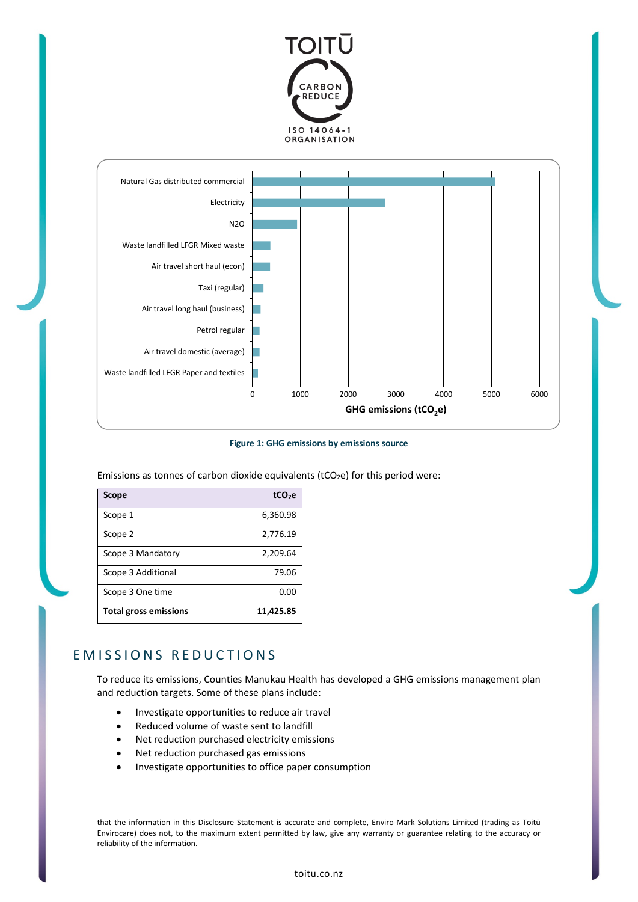TOITŪ

CARBON REDUCE

ISO 14064-1 ORGANISATION

| Emissions source | GHG emissions ($tCO_2e$) |
|---|---|
| Natural Gas distributed commercial | ~5,050 |
| Electricity | ~2,780 |
| N2O | ~930 |
| Waste landfilled LFGR Mixed waste | ~370 |
| Air travel short haul (econ) | ~360 |
| Taxi (regular) | ~220 |
| Air travel long haul (business) | ~160 |
| Petrol regular | ~140 |
| Air travel domestic (average) | ~140 |
| Waste landfilled LFGR Paper and textiles | ~110 |

**Figure 1: GHG emissions by emissions source**

Emissions as tonnes of carbon dioxide equivalents ($tCO_2e$) for this period were:

| Scope | $tCO_2e$ |
|---|---:|
| Scope 1 | 6,360.98 |
| Scope 2 | 2,776.19 |
| Scope 3 Mandatory | 2,209.64 |
| Scope 3 Additional | 79.06 |
| Scope 3 One time | 0.00 |
| **Total gross emissions** | **11,425.85** |

## EMISSIONS REDUCTIONS

To reduce its emissions, Counties Manukau Health has developed a GHG emissions management plan and reduction targets. Some of these plans include:

- Investigate opportunities to reduce air travel
- Reduced volume of waste sent to landfill
- Net reduction purchased electricity emissions
- Net reduction purchased gas emissions
- Investigate opportunities to office paper consumption

---

that the information in this Disclosure Statement is accurate and complete, Enviro-Mark Solutions Limited (trading as Toitū Envirocare) does not, to the maximum extent permitted by law, give any warranty or guarantee relating to the accuracy or reliability of the information.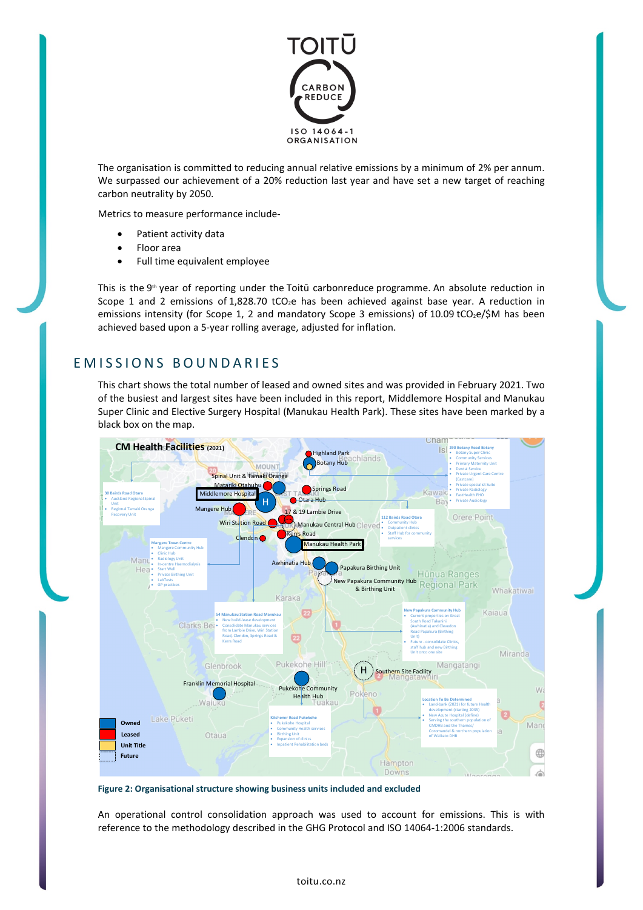The organisation is committed to reducing annual relative emissions by a minimum of 2% per annum. We surpassed our achievement of a 20% reduction last year and have set a new target of reaching carbon neutrality by 2050.

Metrics to measure performance include-

- Patient activity data
- Floor area
- Full time equivalent employee

This is the 9th year of reporting under the Toitū carbonreduce programme. An absolute reduction in Scope 1 and 2 emissions of 1,828.70 $tCO_2e$ has been achieved against base year. A reduction in emissions intensity (for Scope 1, 2 and mandatory Scope 3 emissions) of 10.09 $tCO_2e$/\$M has been achieved based upon a 5-year rolling average, adjusted for inflation.

## EMISSIONS BOUNDARIES

This chart shows the total number of leased and owned sites and was provided in February 2021. Two of the busiest and largest sites have been included in this report, Middlemore Hospital and Manukau Super Clinic and Elective Surgery Hospital (Manukau Health Park). These sites have been marked by a black box on the map.

**Figure 2: Organisational structure showing business units included and excluded**

An operational control consolidation approach was used to account for emissions. This is with reference to the methodology described in the GHG Protocol and ISO 14064-1:2006 standards.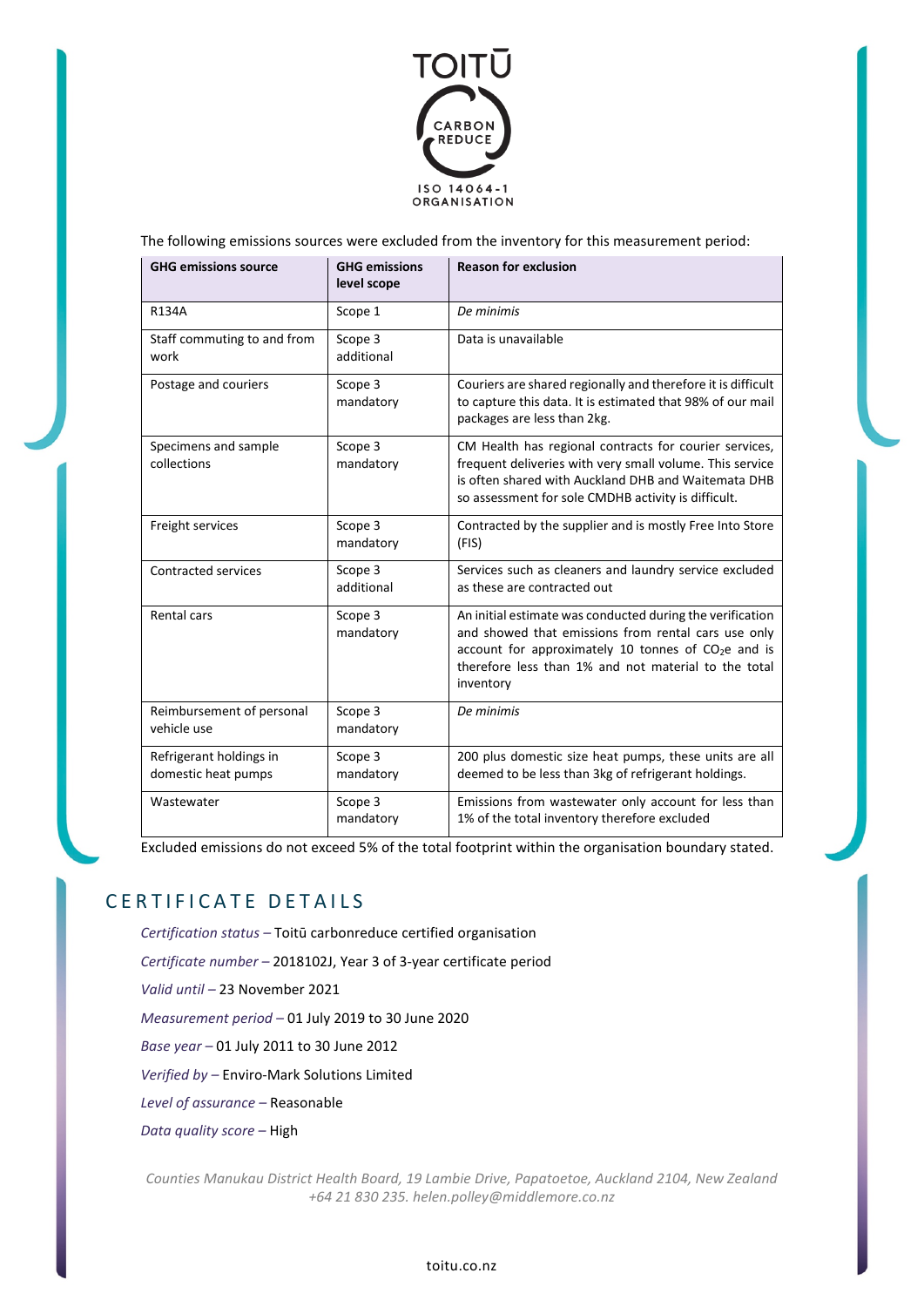TOITŪ

CARBON REDUCE

ISO 14064-1 ORGANISATION

The following emissions sources were excluded from the inventory for this measurement period:

| GHG emissions source | GHG emissions level scope | Reason for exclusion |
|---|---|---|
| R134A | Scope 1 | *De minimis* |
| Staff commuting to and from work | Scope 3 additional | Data is unavailable |
| Postage and couriers | Scope 3 mandatory | Couriers are shared regionally and therefore it is difficult to capture this data. It is estimated that 98% of our mail packages are less than 2kg. |
| Specimens and sample collections | Scope 3 mandatory | CM Health has regional contracts for courier services, frequent deliveries with very small volume. This service is often shared with Auckland DHB and Waitemata DHB so assessment for sole CMDHB activity is difficult. |
| Freight services | Scope 3 mandatory | Contracted by the supplier and is mostly Free Into Store (FIS) |
| Contracted services | Scope 3 additional | Services such as cleaners and laundry service excluded as these are contracted out |
| Rental cars | Scope 3 mandatory | An initial estimate was conducted during the verification and showed that emissions from rental cars use only account for approximately 10 tonnes of $CO_2$e and is therefore less than 1% and not material to the total inventory |
| Reimbursement of personal vehicle use | Scope 3 mandatory | *De minimis* |
| Refrigerant holdings in domestic heat pumps | Scope 3 mandatory | 200 plus domestic size heat pumps, these units are all deemed to be less than 3kg of refrigerant holdings. |
| Wastewater | Scope 3 mandatory | Emissions from wastewater only account for less than 1% of the total inventory therefore excluded |

Excluded emissions do not exceed 5% of the total footprint within the organisation boundary stated.

## CERTIFICATE DETAILS

*Certification status –* Toitū carbonreduce certified organisation

*Certificate number –* 2018102J, Year 3 of 3-year certificate period

*Valid until –* 23 November 2021

*Measurement period –* 01 July 2019 to 30 June 2020

*Base year –* 01 July 2011 to 30 June 2012

*Verified by –* Enviro-Mark Solutions Limited

*Level of assurance –* Reasonable

*Data quality score –* High

*Counties Manukau District Health Board, 19 Lambie Drive, Papatoetoe, Auckland 2104, New Zealand +64 21 830 235. helen.polley@middlemore.co.nz*

toitu.co.nz